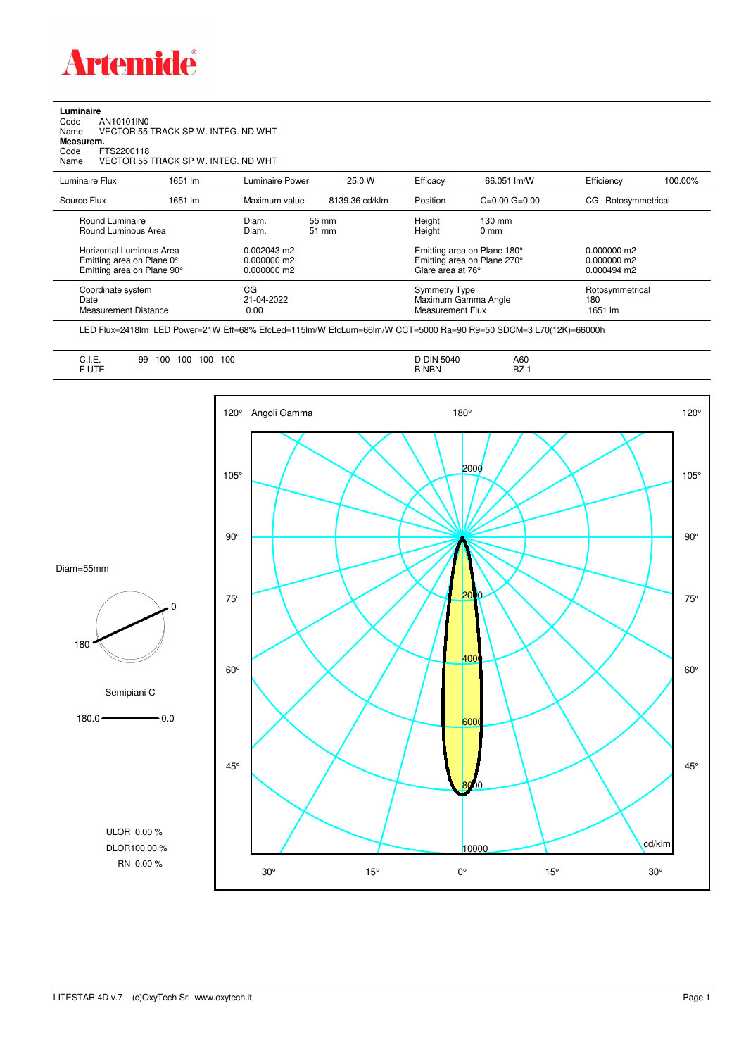**Artemide**

**Luminaire**

Code AN10101IN0

Name VECTOR 55 TRACK SP W. INTEG. ND WHT

**Measurem.**

Code FTS2200118

Name VECTOR 55 TRACK SP W. INTEG. ND WHT

| Luminaire Flux | 1651 lm | Luminaire Power | 25.0 W | Efficacy | 66.051 lm/W | Efficiency | 100.00% |
|---|---|---|---|---|---|---|---|
| Source Flux | 1651 lm | Maximum value | 8139.36 cd/klm | Position | C=0.00 G=0.00 | CG | Rotosymmetrical |

| | | | | |
|---|---|---|---|---|
| Round Luminaire | Diam. 55 mm | Height | 130 mm | |
| Round Luminous Area | Diam. 51 mm | Height | 0 mm | |
| Horizontal Luminous Area | 0.002043 m2 | Emitting area on Plane 180° | | 0.000000 m2 |
| Emitting area on Plane 0° | 0.000000 m2 | Emitting area on Plane 270° | | 0.000000 m2 |
| Emitting area on Plane 90° | 0.000000 m2 | Glare area at 76° | | 0.000494 m2 |

| | | | |
|---|---|---|---|
| Coordinate system | CG | Symmetry Type | Rotosymmetrical |
| Date | 21-04-2022 | Maximum Gamma Angle | 180 |
| Measurement Distance | 0.00 | Measurement Flux | 1651 lm |

LED Flux=2418lm LED Power=21W Eff=68% EfcLed=115lm/W EfcLum=66lm/W CCT=5000 Ra=90 R9=50 SDCM=3 L70(12K)=66000h

| | | | |
|---|---|---|---|
| C.I.E. | 99 100 100 100 100 | D DIN 5040 | A60 |
| F UTE | -- | B NBN | BZ 1 |

Diam=55mm

Semipiani C

180.0 — 0.0

ULOR 0.00 %

DLOR100.00 %

RN 0.00 %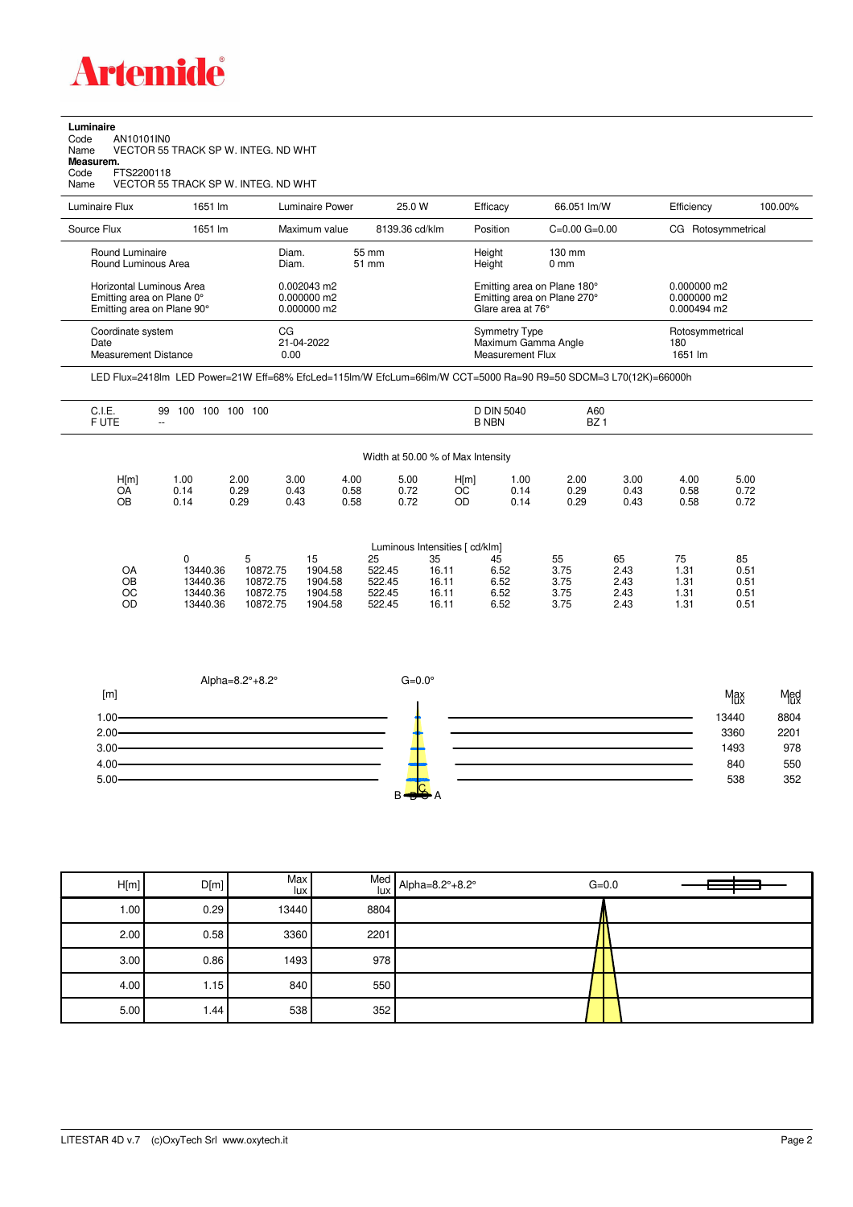**Artemide**

**Luminaire**
Code AN10101IN0
Name VECTOR 55 TRACK SP W. INTEG. ND WHT
**Measurem.**
Code FTS2200118
Name VECTOR 55 TRACK SP W. INTEG. ND WHT

| | | | | | | | |
|---|---|---|---|---|---|---|---|
| Luminaire Flux | 1651 lm | Luminaire Power | 25.0 W | Efficacy | 66.051 lm/W | Efficiency | 100.00% |
| Source Flux | 1651 lm | Maximum value | 8139.36 cd/klm | Position | C=0.00 G=0.00 | CG | Rotosymmetrical |

| | | | | | |
|---|---|---|---|---|---|
| Round Luminaire | Diam. | 55 mm | Height | 130 mm | |
| Round Luminous Area | Diam. | 51 mm | Height | 0 mm | |
| Horizontal Luminous Area | 0.002043 m2 | | Emitting area on Plane 180° | | 0.000000 m2 |
| Emitting area on Plane 0° | 0.000000 m2 | | Emitting area on Plane 270° | | 0.000000 m2 |
| Emitting area on Plane 90° | 0.000000 m2 | | Glare area at 76° | | 0.000494 m2 |

| | | | |
|---|---|---|---|
| Coordinate system | CG | Symmetry Type | Rotosymmetrical |
| Date | 21-04-2022 | Maximum Gamma Angle | 180 |
| Measurement Distance | 0.00 | Measurement Flux | 1651 lm |

LED Flux=2418lm LED Power=21W Eff=68% EfcLed=115lm/W EfcLum=66lm/W CCT=5000 Ra=90 R9=50 SDCM=3 L70(12K)=66000h

| | | | |
|---|---|---|---|
| C.I.E. | 99 100 100 100 100 | D DIN 5040 | A60 |
| F UTE | -- | B NBN | BZ 1 |

Width at 50.00 % of Max Intensity

| H[m] | 1.00 | 2.00 | 3.00 | 4.00 | 5.00 | H[m] | 1.00 | 2.00 | 3.00 | 4.00 | 5.00 |
|---|---|---|---|---|---|---|---|---|---|---|---|
| OA | 0.14 | 0.29 | 0.43 | 0.58 | 0.72 | OC | 0.14 | 0.29 | 0.43 | 0.58 | 0.72 |
| OB | 0.14 | 0.29 | 0.43 | 0.58 | 0.72 | OD | 0.14 | 0.29 | 0.43 | 0.58 | 0.72 |

Luminous Intensities [ cd/klm]

| | 0 | 5 | 15 | 25 | 35 | 45 | 55 | 65 | 75 | 85 |
|---|---|---|---|---|---|---|---|---|---|---|
| OA | 13440.36 | 10872.75 | 1904.58 | 522.45 | 16.11 | 6.52 | 3.75 | 2.43 | 1.31 | 0.51 |
| OB | 13440.36 | 10872.75 | 1904.58 | 522.45 | 16.11 | 6.52 | 3.75 | 2.43 | 1.31 | 0.51 |
| OC | 13440.36 | 10872.75 | 1904.58 | 522.45 | 16.11 | 6.52 | 3.75 | 2.43 | 1.31 | 0.51 |
| OD | 13440.36 | 10872.75 | 1904.58 | 522.45 | 16.11 | 6.52 | 3.75 | 2.43 | 1.31 | 0.51 |

Alpha=8.2°+8.2°
G=0.0°
[m]
Max lux
Med lux
1.00 13440 8804
2.00 3360 2201
3.00 1493 978
4.00 840 550
5.00 538 352
B D C A

| H[m] | D[m] | Max lux | Med lux | Alpha=8.2°+8.2° G=0.0 |
|---|---|---|---|---|
| 1.00 | 0.29 | 13440 | 8804 | |
| 2.00 | 0.58 | 3360 | 2201 | |
| 3.00 | 0.86 | 1493 | 978 | |
| 4.00 | 1.15 | 840 | 550 | |
| 5.00 | 1.44 | 538 | 352 | |

LITESTAR 4D v.7 (c)OxyTech Srl www.oxytech.it